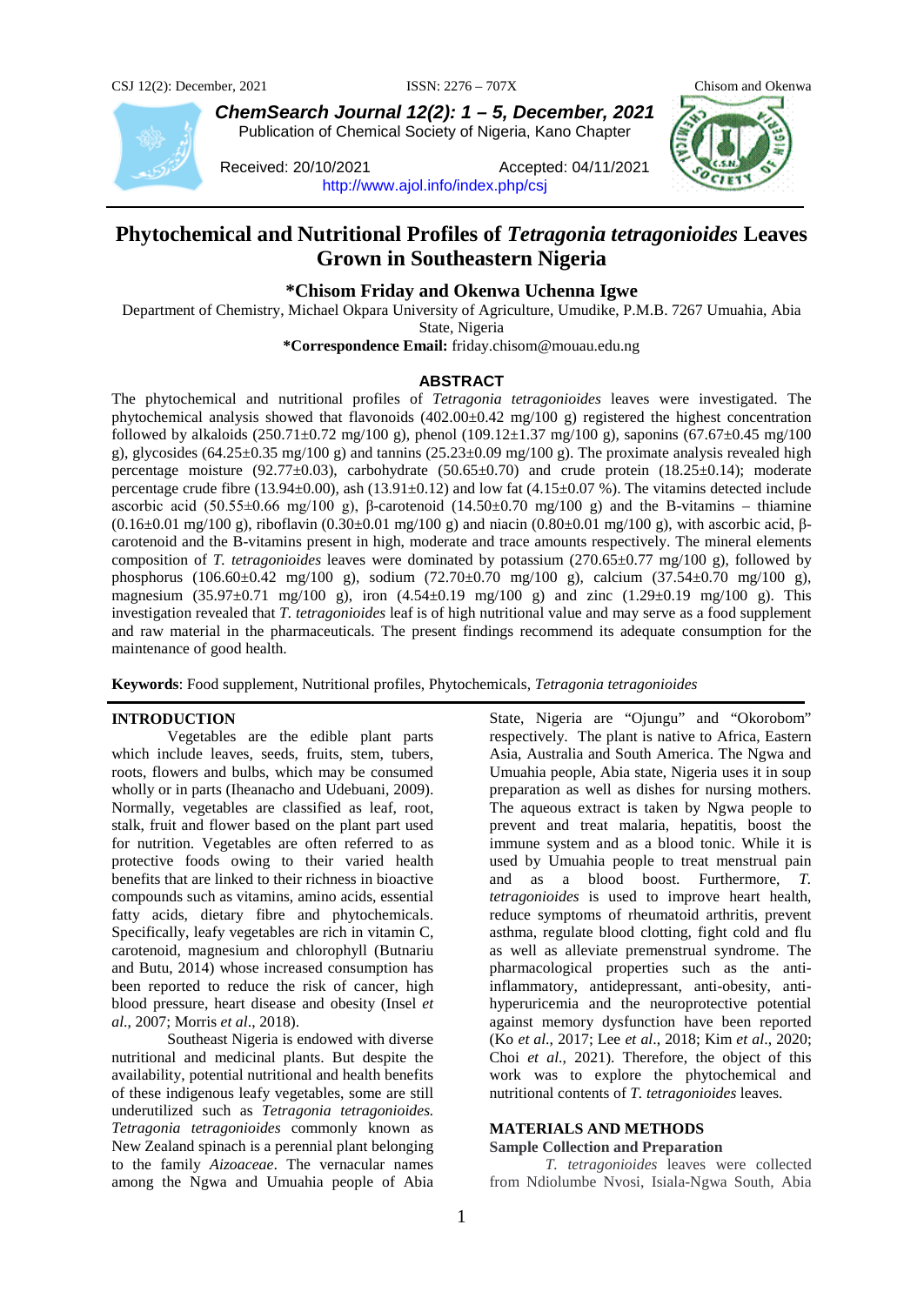ChemSearch Journal 12(2): 1 – 5, December, 2021
Publication of Chemical Society of Nigeria, Kano Chapter

Received: 20/10/2021 Accepted: 04/11/2021
http://www.ajol.info/index.php/csj

# Phytochemical and Nutritional Profiles of *Tetragonia tetragonioides* Leaves Grown in Southeastern Nigeria

**\*Chisom Friday and Okenwa Uchenna Igwe**

Department of Chemistry, Michael Okpara University of Agriculture, Umudike, P.M.B. 7267 Umuahia, Abia State, Nigeria

**\*Correspondence Email:** friday.chisom@mouau.edu.ng

## ABSTRACT

The phytochemical and nutritional profiles of *Tetragonia tetragonioides* leaves were investigated. The phytochemical analysis showed that flavonoids (402.00±0.42 mg/100 g) registered the highest concentration followed by alkaloids (250.71±0.72 mg/100 g), phenol (109.12±1.37 mg/100 g), saponins (67.67±0.45 mg/100 g), glycosides (64.25±0.35 mg/100 g) and tannins (25.23±0.09 mg/100 g). The proximate analysis revealed high percentage moisture (92.77±0.03), carbohydrate (50.65±0.70) and crude protein (18.25±0.14); moderate percentage crude fibre (13.94±0.00), ash (13.91±0.12) and low fat (4.15±0.07 %). The vitamins detected include ascorbic acid (50.55±0.66 mg/100 g), β-carotenoid (14.50±0.70 mg/100 g) and the B-vitamins – thiamine (0.16±0.01 mg/100 g), riboflavin (0.30±0.01 mg/100 g) and niacin (0.80±0.01 mg/100 g), with ascorbic acid, β-carotenoid and the B-vitamins present in high, moderate and trace amounts respectively. The mineral elements composition of *T. tetragonioides* leaves were dominated by potassium (270.65±0.77 mg/100 g), followed by phosphorus (106.60±0.42 mg/100 g), sodium (72.70±0.70 mg/100 g), calcium (37.54±0.70 mg/100 g), magnesium (35.97±0.71 mg/100 g), iron (4.54±0.19 mg/100 g) and zinc (1.29±0.19 mg/100 g). This investigation revealed that *T. tetragonioides* leaf is of high nutritional value and may serve as a food supplement and raw material in the pharmaceuticals. The present findings recommend its adequate consumption for the maintenance of good health.

**Keywords**: Food supplement, Nutritional profiles, Phytochemicals, *Tetragonia tetragonioides*

## INTRODUCTION

Vegetables are the edible plant parts which include leaves, seeds, fruits, stem, tubers, roots, flowers and bulbs, which may be consumed wholly or in parts (Iheanacho and Udebuani, 2009). Normally, vegetables are classified as leaf, root, stalk, fruit and flower based on the plant part used for nutrition. Vegetables are often referred to as protective foods owing to their varied health benefits that are linked to their richness in bioactive compounds such as vitamins, amino acids, essential fatty acids, dietary fibre and phytochemicals. Specifically, leafy vegetables are rich in vitamin C, carotenoid, magnesium and chlorophyll (Butnariu and Butu, 2014) whose increased consumption has been reported to reduce the risk of cancer, high blood pressure, heart disease and obesity (Insel *et al*., 2007; Morris *et al*., 2018).

Southeast Nigeria is endowed with diverse nutritional and medicinal plants. But despite the availability, potential nutritional and health benefits of these indigenous leafy vegetables, some are still underutilized such as *Tetragonia tetragonioides. Tetragonia tetragonioides* commonly known as New Zealand spinach is a perennial plant belonging to the family *Aizoaceae*. The vernacular names among the Ngwa and Umuahia people of Abia State, Nigeria are "Ojungu" and "Okorobom" respectively. The plant is native to Africa, Eastern Asia, Australia and South America. The Ngwa and Umuahia people, Abia state, Nigeria uses it in soup preparation as well as dishes for nursing mothers. The aqueous extract is taken by Ngwa people to prevent and treat malaria, hepatitis, boost the immune system and as a blood tonic. While it is used by Umuahia people to treat menstrual pain and as a blood boost. Furthermore, *T. tetragonioides* is used to improve heart health, reduce symptoms of rheumatoid arthritis, prevent asthma, regulate blood clotting, fight cold and flu as well as alleviate premenstrual syndrome. The pharmacological properties such as the anti-inflammatory, antidepressant, anti-obesity, anti-hyperuricemia and the neuroprotective potential against memory dysfunction have been reported (Ko *et al.*, 2017; Lee *et al*., 2018; Kim *et al*., 2020; Choi *et al.*, 2021). Therefore, the object of this work was to explore the phytochemical and nutritional contents of *T. tetragonioides* leaves.

## MATERIALS AND METHODS

### Sample Collection and Preparation

*T. tetragonioides* leaves were collected from Ndiolumbe Nvosi, Isiala-Ngwa South, Abia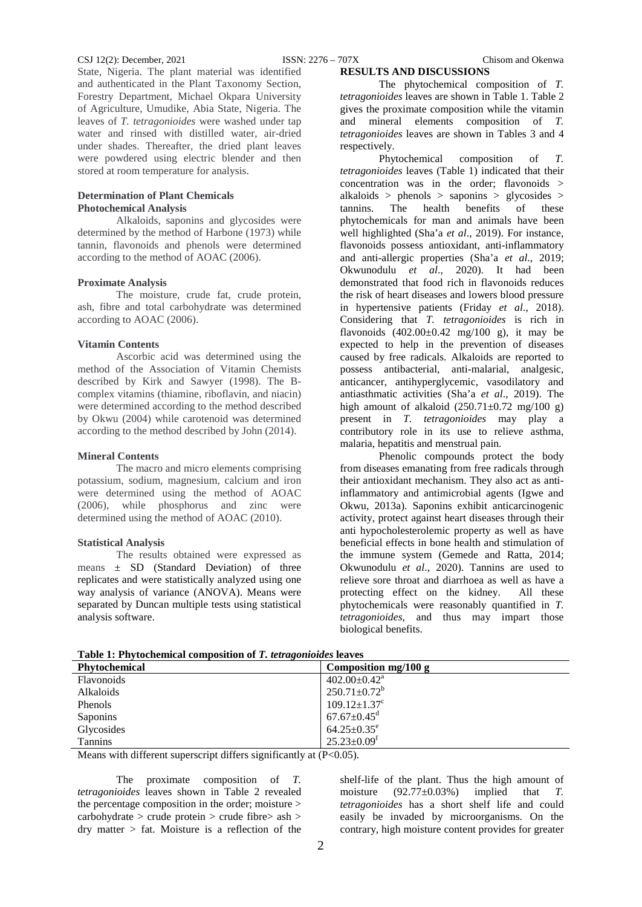State, Nigeria. The plant material was identified and authenticated in the Plant Taxonomy Section, Forestry Department, Michael Okpara University of Agriculture, Umudike, Abia State, Nigeria. The leaves of *T. tetragonioides* were washed under tap water and rinsed with distilled water, air-dried under shades. Thereafter, the dried plant leaves were powdered using electric blender and then stored at room temperature for analysis.

### Determination of Plant Chemicals

#### Photochemical Analysis

Alkaloids, saponins and glycosides were determined by the method of Harbone (1973) while tannin, flavonoids and phenols were determined according to the method of AOAC (2006).

#### Proximate Analysis

The moisture, crude fat, crude protein, ash, fibre and total carbohydrate was determined according to AOAC (2006).

#### Vitamin Contents

Ascorbic acid was determined using the method of the Association of Vitamin Chemists described by Kirk and Sawyer (1998). The B-complex vitamins (thiamine, riboflavin, and niacin) were determined according to the method described by Okwu (2004) while carotenoid was determined according to the method described by John (2014).

#### Mineral Contents

The macro and micro elements comprising potassium, sodium, magnesium, calcium and iron were determined using the method of AOAC (2006), while phosphorus and zinc were determined using the method of AOAC (2010).

#### Statistical Analysis

The results obtained were expressed as means ± SD (Standard Deviation) of three replicates and were statistically analyzed using one way analysis of variance (ANOVA). Means were separated by Duncan multiple tests using statistical analysis software.

## RESULTS AND DISCUSSIONS

The phytochemical composition of *T. tetragonioides* leaves are shown in Table 1. Table 2 gives the proximate composition while the vitamin and mineral elements composition of *T. tetragonioides* leaves are shown in Tables 3 and 4 respectively.

Phytochemical composition of *T. tetragonioides* leaves (Table 1) indicated that their concentration was in the order; flavonoids > alkaloids > phenols > saponins > glycosides > tannins. The health benefits of these phytochemicals for man and animals have been well highlighted (Sha'a *et al*., 2019). For instance, flavonoids possess antioxidant, anti-inflammatory and anti-allergic properties (Sha'a *et al*., 2019; Okwunodulu *et al*., 2020). It had been demonstrated that food rich in flavonoids reduces the risk of heart diseases and lowers blood pressure in hypertensive patients (Friday *et al*., 2018). Considering that *T. tetragonioides* is rich in flavonoids (402.00±0.42 mg/100 g), it may be expected to help in the prevention of diseases caused by free radicals. Alkaloids are reported to possess antibacterial, anti-malarial, analgesic, anticancer, antihyperglycemic, vasodilatory and antiasthmatic activities (Sha'a *et al*., 2019). The high amount of alkaloid (250.71±0.72 mg/100 g) present in *T. tetragonioides* may play a contributory role in its use to relieve asthma, malaria, hepatitis and menstrual pain.

Phenolic compounds protect the body from diseases emanating from free radicals through their antioxidant mechanism. They also act as anti-inflammatory and antimicrobial agents (Igwe and Okwu, 2013a). Saponins exhibit anticarcinogenic activity, protect against heart diseases through their anti hypocholesterolemic property as well as have beneficial effects in bone health and stimulation of the immune system (Gemede and Ratta, 2014; Okwunodulu *et al*., 2020). Tannins are used to relieve sore throat and diarrhoea as well as have a protecting effect on the kidney. All these phytochemicals were reasonably quantified in *T. tetragonioides*, and thus may impart those biological benefits.

**Table 1: Phytochemical composition of *T. tetragonioides* leaves**

| Phytochemical | Composition mg/100 g |
|---|---|
| Flavonoids | $402.00\pm0.42^{a}$ |
| Alkaloids | $250.71\pm0.72^{b}$ |
| Phenols | $109.12\pm1.37^{c}$ |
| Saponins | $67.67\pm0.45^{d}$ |
| Glycosides | $64.25\pm0.35^{e}$ |
| Tannins | $25.23\pm0.09^{f}$ |

Means with different superscript differs significantly at ($P<0.05$).

The proximate composition of *T. tetragonioides* leaves shown in Table 2 revealed the percentage composition in the order; moisture > carbohydrate > crude protein > crude fibre> ash > dry matter > fat. Moisture is a reflection of the shelf-life of the plant. Thus the high amount of moisture (92.77±0.03%) implied that *T. tetragonioides* has a short shelf life and could easily be invaded by microorganisms. On the contrary, high moisture content provides for greater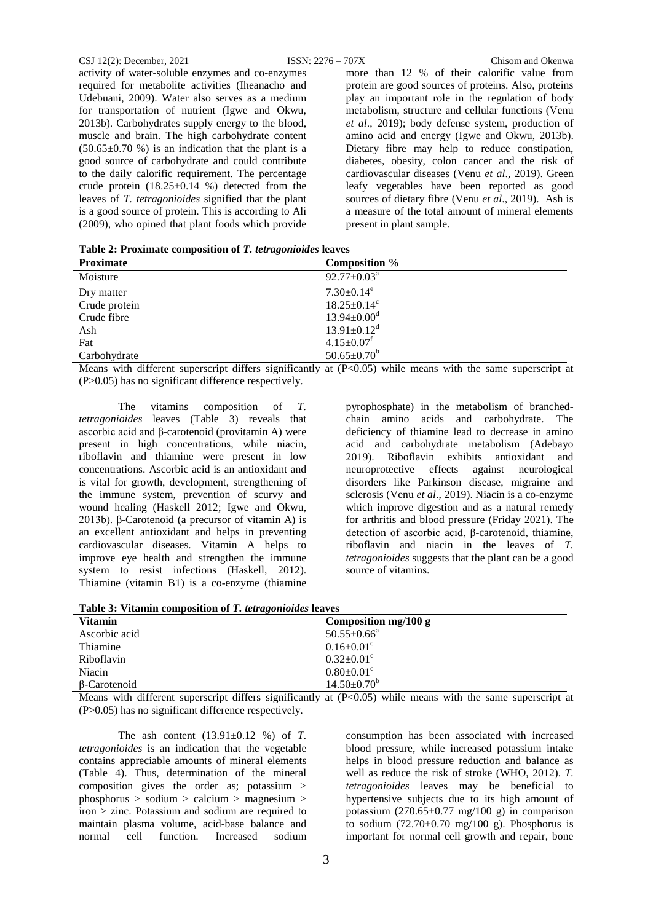activity of water-soluble enzymes and co-enzymes required for metabolite activities (Iheanacho and Udebuani, 2009). Water also serves as a medium for transportation of nutrient (Igwe and Okwu, 2013b). Carbohydrates supply energy to the blood, muscle and brain. The high carbohydrate content (50.65±0.70 %) is an indication that the plant is a good source of carbohydrate and could contribute to the daily calorific requirement. The percentage crude protein (18.25±0.14 %) detected from the leaves of *T. tetragonioides* signified that the plant is a good source of protein. This is according to Ali (2009), who opined that plant foods which provide more than 12 % of their calorific value from protein are good sources of proteins. Also, proteins play an important role in the regulation of body metabolism, structure and cellular functions (Venu *et al*., 2019); body defense system, production of amino acid and energy (Igwe and Okwu, 2013b). Dietary fibre may help to reduce constipation, diabetes, obesity, colon cancer and the risk of cardiovascular diseases (Venu *et al*., 2019). Green leafy vegetables have been reported as good sources of dietary fibre (Venu *et al*., 2019). Ash is a measure of the total amount of mineral elements present in plant sample.

**Table 2: Proximate composition of *T. tetragonioides* leaves**

| Proximate | Composition % |
|---|---|
| Moisture | $92.77\pm0.03^{a}$ |
| Dry matter | $7.30\pm0.14^{e}$ |
| Crude protein | $18.25\pm0.14^{c}$ |
| Crude fibre | $13.94\pm0.00^{d}$ |
| Ash | $13.91\pm0.12^{d}$ |
| Fat | $4.15\pm0.07^{f}$ |
| Carbohydrate | $50.65\pm0.70^{b}$ |

Means with different superscript differs significantly at ($P<0.05$) while means with the same superscript at ($P>0.05$) has no significant difference respectively.

The vitamins composition of *T. tetragonioides* leaves (Table 3) reveals that ascorbic acid and β-carotenoid (provitamin A) were present in high concentrations, while niacin, riboflavin and thiamine were present in low concentrations. Ascorbic acid is an antioxidant and is vital for growth, development, strengthening of the immune system, prevention of scurvy and wound healing (Haskell 2012; Igwe and Okwu, 2013b). β-Carotenoid (a precursor of vitamin A) is an excellent antioxidant and helps in preventing cardiovascular diseases. Vitamin A helps to improve eye health and strengthen the immune system to resist infections (Haskell, 2012). Thiamine (vitamin B1) is a co-enzyme (thiamine pyrophosphate) in the metabolism of branched-chain amino acids and carbohydrate. The deficiency of thiamine lead to decrease in amino acid and carbohydrate metabolism (Adebayo 2019). Riboflavin exhibits antioxidant and neuroprotective effects against neurological disorders like Parkinson disease, migraine and sclerosis (Venu *et al*., 2019). Niacin is a co-enzyme which improve digestion and as a natural remedy for arthritis and blood pressure (Friday 2021). The detection of ascorbic acid, β-carotenoid, thiamine, riboflavin and niacin in the leaves of *T. tetragonioides* suggests that the plant can be a good source of vitamins.

**Table 3: Vitamin composition of *T. tetragonioides* leaves**

| Vitamin | Composition mg/100 g |
|---|---|
| Ascorbic acid | $50.55\pm0.66^{a}$ |
| Thiamine | $0.16\pm0.01^{c}$ |
| Riboflavin | $0.32\pm0.01^{c}$ |
| Niacin | $0.80\pm0.01^{c}$ |
| β-Carotenoid | $14.50\pm0.70^{b}$ |

Means with different superscript differs significantly at ($P<0.05$) while means with the same superscript at ($P>0.05$) has no significant difference respectively.

The ash content (13.91±0.12 %) of *T. tetragonioides* is an indication that the vegetable contains appreciable amounts of mineral elements (Table 4). Thus, determination of the mineral composition gives the order as; potassium > phosphorus > sodium > calcium > magnesium > iron > zinc. Potassium and sodium are required to maintain plasma volume, acid-base balance and normal cell function. Increased sodium consumption has been associated with increased blood pressure, while increased potassium intake helps in blood pressure reduction and balance as well as reduce the risk of stroke (WHO, 2012). *T. tetragonioides* leaves may be beneficial to hypertensive subjects due to its high amount of potassium (270.65±0.77 mg/100 g) in comparison to sodium (72.70±0.70 mg/100 g). Phosphorus is important for normal cell growth and repair, bone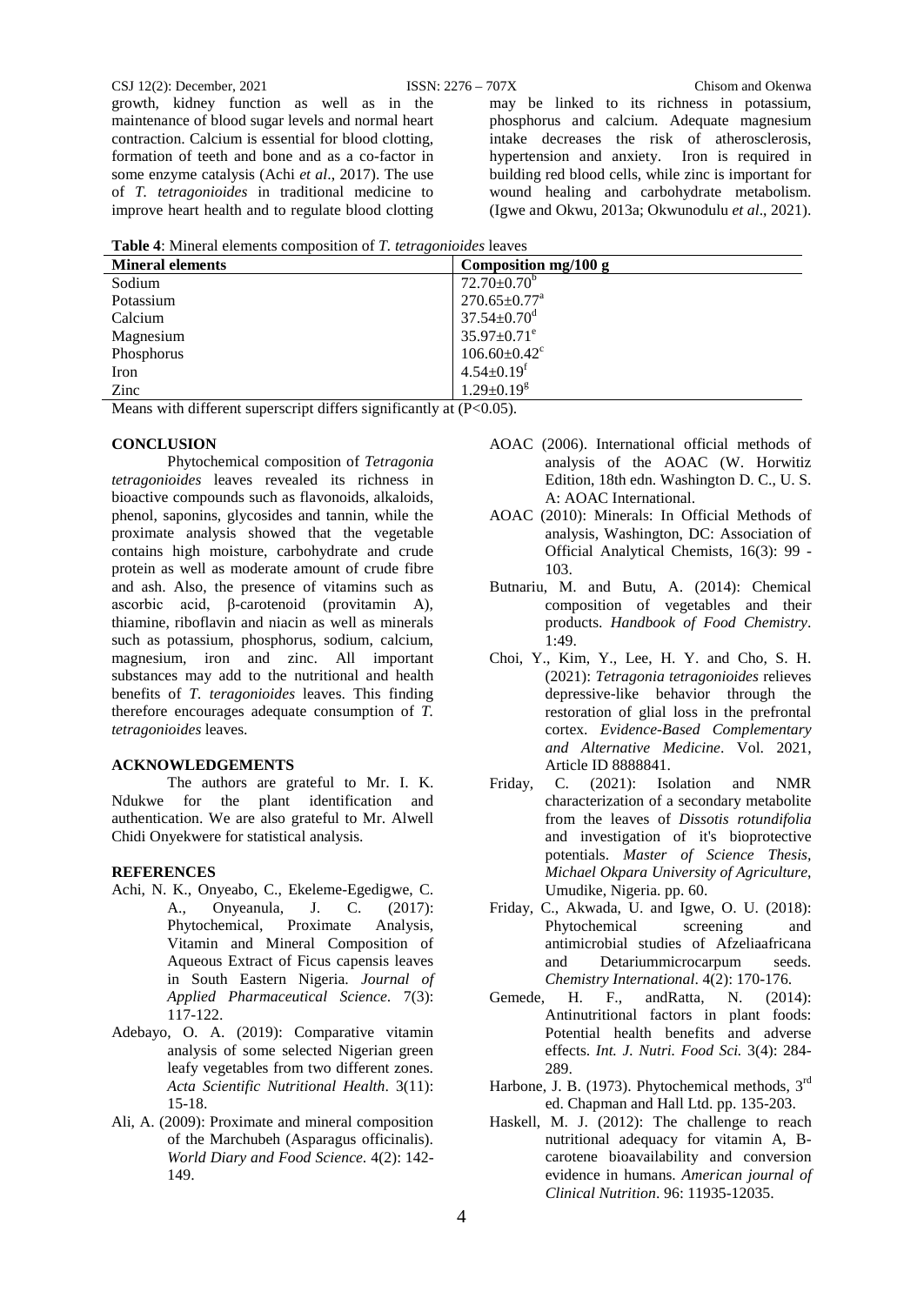growth, kidney function as well as in the maintenance of blood sugar levels and normal heart contraction. Calcium is essential for blood clotting, formation of teeth and bone and as a co-factor in some enzyme catalysis (Achi *et al*., 2017). The use of *T. tetragonioides* in traditional medicine to improve heart health and to regulate blood clotting may be linked to its richness in potassium, phosphorus and calcium. Adequate magnesium intake decreases the risk of atherosclerosis, hypertension and anxiety. Iron is required in building red blood cells, while zinc is important for wound healing and carbohydrate metabolism. (Igwe and Okwu, 2013a; Okwunodulu *et al*., 2021).

**Table 4**: Mineral elements composition of *T. tetragonioides* leaves

| Mineral elements | Composition mg/100 g |
|---|---|
| Sodium | $72.70 \pm 0.70^{b}$ |
| Potassium | $270.65 \pm 0.77^{a}$ |
| Calcium | $37.54 \pm 0.70^{d}$ |
| Magnesium | $35.97 \pm 0.71^{e}$ |
| Phosphorus | $106.60 \pm 0.42^{c}$ |
| Iron | $4.54 \pm 0.19^{f}$ |
| Zinc | $1.29 \pm 0.19^{g}$ |

Means with different superscript differs significantly at ($P<0.05$).

## CONCLUSION

Phytochemical composition of *Tetragonia tetragonioides* leaves revealed its richness in bioactive compounds such as flavonoids, alkaloids, phenol, saponins, glycosides and tannin, while the proximate analysis showed that the vegetable contains high moisture, carbohydrate and crude protein as well as moderate amount of crude fibre and ash. Also, the presence of vitamins such as ascorbic acid, β-carotenoid (provitamin A), thiamine, riboflavin and niacin as well as minerals such as potassium, phosphorus, sodium, calcium, magnesium, iron and zinc. All important substances may add to the nutritional and health benefits of *T. teragonioides* leaves. This finding therefore encourages adequate consumption of *T. tetragonioides* leaves.

## ACKNOWLEDGEMENTS

The authors are grateful to Mr. I. K. Ndukwe for the plant identification and authentication. We are also grateful to Mr. Alwell Chidi Onyekwere for statistical analysis.

## REFERENCES

- Achi, N. K., Onyeabo, C., Ekeleme-Egedigwe, C. A., Onyeanula, J. C. (2017): Phytochemical, Proximate Analysis, Vitamin and Mineral Composition of Aqueous Extract of Ficus capensis leaves in South Eastern Nigeria. *Journal of Applied Pharmaceutical Science*. 7(3): 117-122.
- Adebayo, O. A. (2019): Comparative vitamin analysis of some selected Nigerian green leafy vegetables from two different zones. *Acta Scientific Nutritional Health*. 3(11): 15-18.
- Ali, A. (2009): Proximate and mineral composition of the Marchubeh (Asparagus officinalis). *World Diary and Food Science*. 4(2): 142-149.
- AOAC (2006). International official methods of analysis of the AOAC (W. Horwitiz Edition, 18th edn. Washington D. C., U. S. A: AOAC International.
- AOAC (2010): Minerals: In Official Methods of analysis, Washington, DC: Association of Official Analytical Chemists, 16(3): 99 - 103.
- Butnariu, M. and Butu, A. (2014): Chemical composition of vegetables and their products. *Handbook of Food Chemistry*. 1:49.
- Choi, Y., Kim, Y., Lee, H. Y. and Cho, S. H. (2021): *Tetragonia tetragonioides* relieves depressive-like behavior through the restoration of glial loss in the prefrontal cortex. *Evidence-Based Complementary and Alternative Medicine*. Vol. 2021, Article ID 8888841.
- Friday, C. (2021): Isolation and NMR characterization of a secondary metabolite from the leaves of *Dissotis rotundifolia* and investigation of it's bioprotective potentials. *Master of Science Thesis, Michael Okpara University of Agriculture*, Umudike, Nigeria. pp. 60.
- Friday, C., Akwada, U. and Igwe, O. U. (2018): Phytochemical screening and antimicrobial studies of Afzeliaafricana and Detariummicrocarpum seeds. *Chemistry International*. 4(2): 170-176.
- Gemede, H. F., andRatta, N. (2014): Antinutritional factors in plant foods: Potential health benefits and adverse effects. *Int. J. Nutri. Food Sci.* 3(4): 284-289.
- Harbone, J. B. (1973). Phytochemical methods, 3rd ed. Chapman and Hall Ltd. pp. 135-203.
- Haskell, M. J. (2012): The challenge to reach nutritional adequacy for vitamin A, B-carotene bioavailability and conversion evidence in humans. *American journal of Clinical Nutrition*. 96: 11935-12035.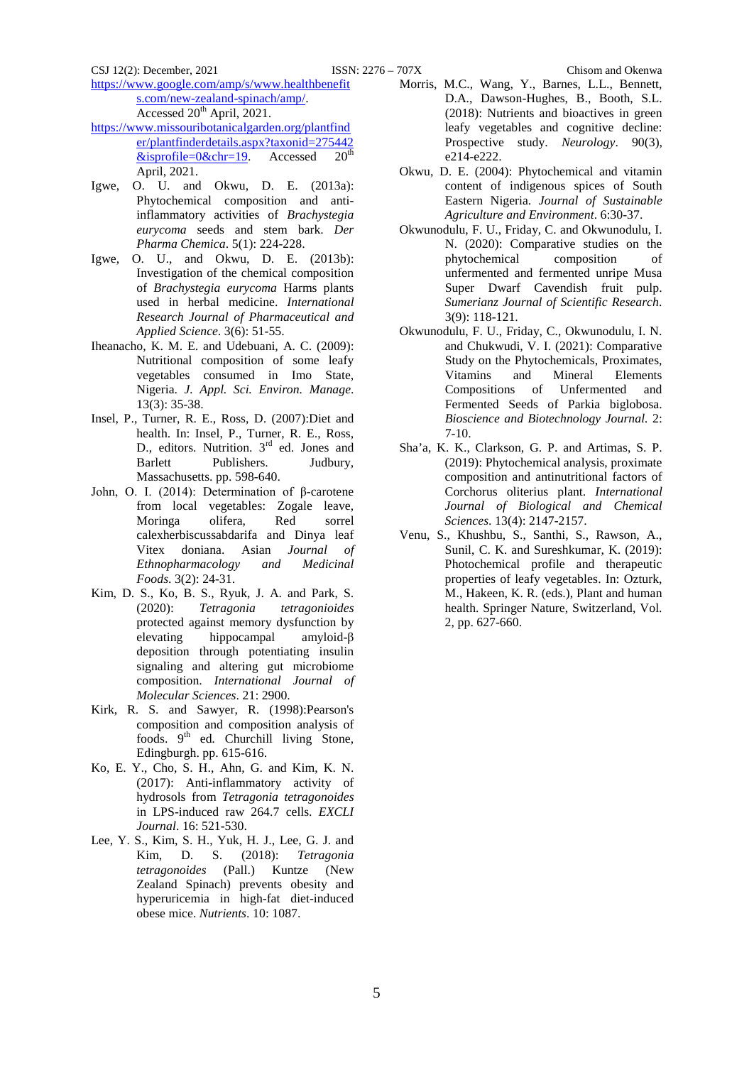https://www.google.com/amp/s/www.healthbenefits.com/new-zealand-spinach/amp/. Accessed 20th April, 2021.

https://www.missouribotanicalgarden.org/plantfinder/plantfinderdetails.aspx?taxonid=275442&isprofile=0&chr=19. Accessed 20th April, 2021.

Igwe, O. U. and Okwu, D. E. (2013a): Phytochemical composition and anti-inflammatory activities of *Brachystegia eurycoma* seeds and stem bark. *Der Pharma Chemica*. 5(1): 224-228.

Igwe, O. U., and Okwu, D. E. (2013b): Investigation of the chemical composition of *Brachystegia eurycoma* Harms plants used in herbal medicine. *International Research Journal of Pharmaceutical and Applied Science*. 3(6): 51-55.

Iheanacho, K. M. E. and Udebuani, A. C. (2009): Nutritional composition of some leafy vegetables consumed in Imo State, Nigeria. *J. Appl. Sci. Environ. Manage*. 13(3): 35-38.

Insel, P., Turner, R. E., Ross, D. (2007):Diet and health. In: Insel, P., Turner, R. E., Ross, D., editors. Nutrition. 3rd ed. Jones and Barlett Publishers. Judbury, Massachusetts. pp. 598-640.

John, O. I. (2014): Determination of β-carotene from local vegetables: Zogale leave, Moringa olifera, Red sorrel calexherbiscussabdarifa and Dinya leaf Vitex doniana. *Asian Journal of Ethnopharmacology and Medicinal Foods*. 3(2): 24-31.

Kim, D. S., Ko, B. S., Ryuk, J. A. and Park, S. (2020): *Tetragonia tetragonioides* protected against memory dysfunction by elevating hippocampal amyloid-β deposition through potentiating insulin signaling and altering gut microbiome composition. *International Journal of Molecular Sciences*. 21: 2900.

Kirk, R. S. and Sawyer, R. (1998):Pearson's composition and composition analysis of foods. 9th ed. Churchill living Stone, Edingburgh. pp. 615-616.

Ko, E. Y., Cho, S. H., Ahn, G. and Kim, K. N. (2017): Anti-inflammatory activity of hydrosols from *Tetragonia tetragonoides* in LPS-induced raw 264.7 cells. *EXCLI Journal*. 16: 521-530.

Lee, Y. S., Kim, S. H., Yuk, H. J., Lee, G. J. and Kim, D. S. (2018): *Tetragonia tetragonoides* (Pall.) Kuntze (New Zealand Spinach) prevents obesity and hyperuricemia in high-fat diet-induced obese mice. *Nutrients*. 10: 1087.

Morris, M.C., Wang, Y., Barnes, L.L., Bennett, D.A., Dawson-Hughes, B., Booth, S.L. (2018): Nutrients and bioactives in green leafy vegetables and cognitive decline: Prospective study. *Neurology*. 90(3), e214-e222.

Okwu, D. E. (2004): Phytochemical and vitamin content of indigenous spices of South Eastern Nigeria. *Journal of Sustainable Agriculture and Environment*. 6:30-37.

Okwunodulu, F. U., Friday, C. and Okwunodulu, I. N. (2020): Comparative studies on the phytochemical composition of unfermented and fermented unripe Musa Super Dwarf Cavendish fruit pulp. *Sumerianz Journal of Scientific Research*. 3(9): 118-121.

Okwunodulu, F. U., Friday, C., Okwunodulu, I. N. and Chukwudi, V. I. (2021): Comparative Study on the Phytochemicals, Proximates, Vitamins and Mineral Elements Compositions of Unfermented and Fermented Seeds of Parkia biglobosa. *Bioscience and Biotechnology Journal*. 2: 7-10.

Sha'a, K. K., Clarkson, G. P. and Artimas, S. P. (2019): Phytochemical analysis, proximate composition and antinutritional factors of Corchorus oliterius plant. *International Journal of Biological and Chemical Sciences*. 13(4): 2147-2157.

Venu, S., Khushbu, S., Santhi, S., Rawson, A., Sunil, C. K. and Sureshkumar, K. (2019): Photochemical profile and therapeutic properties of leafy vegetables. In: Ozturk, M., Hakeen, K. R. (eds.), Plant and human health. Springer Nature, Switzerland, Vol. 2, pp. 627-660.